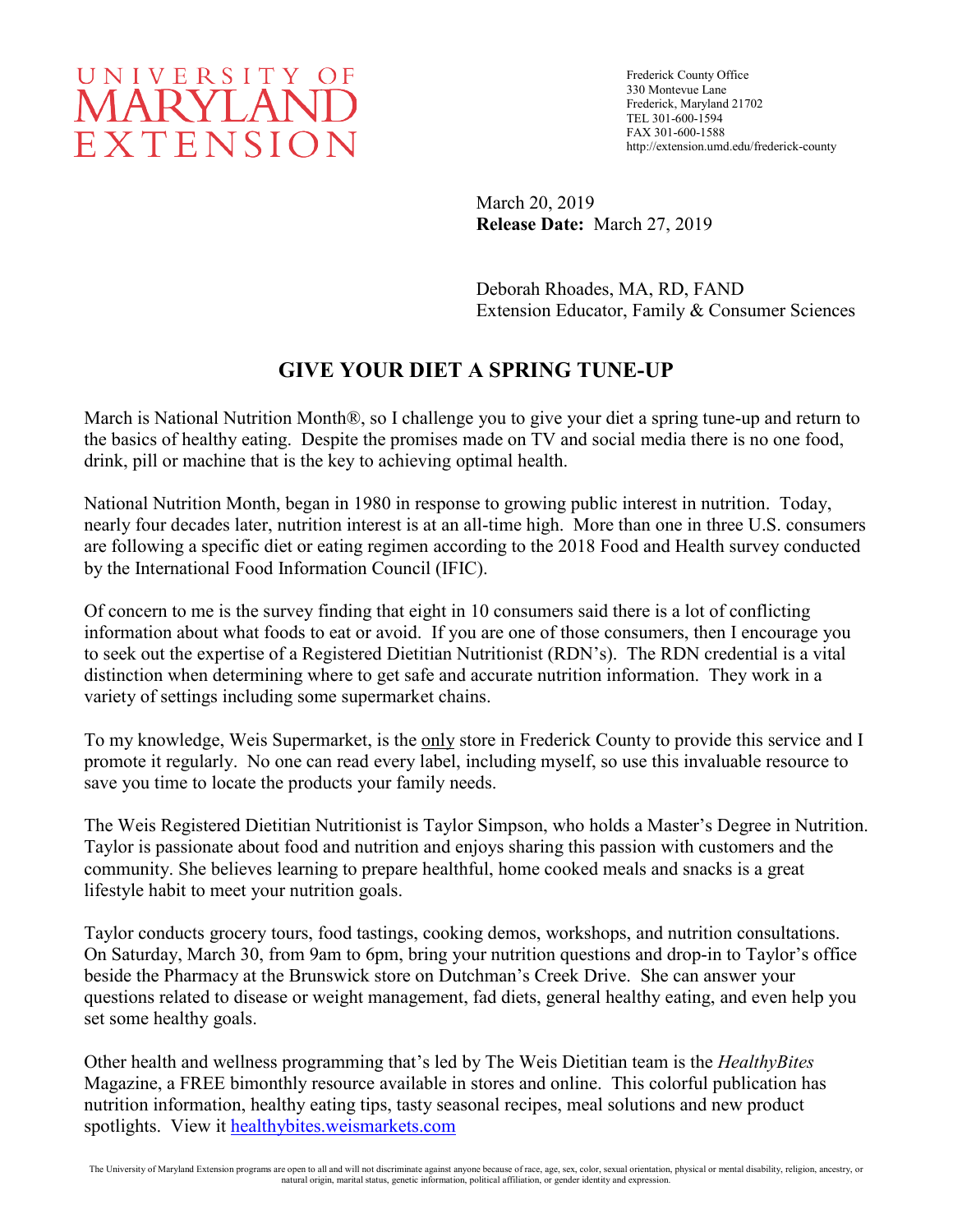UNIVERSITY OF MARYLAND EXTENSION

Frederick County Office
330 Montevue Lane
Frederick, Maryland 21702
TEL 301-600-1594
FAX 301-600-1588
http://extension.umd.edu/frederick-county

March 20, 2019
**Release Date:** March 27, 2019

Deborah Rhoades, MA, RD, FAND
Extension Educator, Family & Consumer Sciences

# GIVE YOUR DIET A SPRING TUNE-UP

March is National Nutrition Month®, so I challenge you to give your diet a spring tune-up and return to the basics of healthy eating. Despite the promises made on TV and social media there is no one food, drink, pill or machine that is the key to achieving optimal health.

National Nutrition Month, began in 1980 in response to growing public interest in nutrition. Today, nearly four decades later, nutrition interest is at an all-time high. More than one in three U.S. consumers are following a specific diet or eating regimen according to the 2018 Food and Health survey conducted by the International Food Information Council (IFIC).

Of concern to me is the survey finding that eight in 10 consumers said there is a lot of conflicting information about what foods to eat or avoid. If you are one of those consumers, then I encourage you to seek out the expertise of a Registered Dietitian Nutritionist (RDN's). The RDN credential is a vital distinction when determining where to get safe and accurate nutrition information. They work in a variety of settings including some supermarket chains.

To my knowledge, Weis Supermarket, is the <u>only</u> store in Frederick County to provide this service and I promote it regularly. No one can read every label, including myself, so use this invaluable resource to save you time to locate the products your family needs.

The Weis Registered Dietitian Nutritionist is Taylor Simpson, who holds a Master's Degree in Nutrition. Taylor is passionate about food and nutrition and enjoys sharing this passion with customers and the community. She believes learning to prepare healthful, home cooked meals and snacks is a great lifestyle habit to meet your nutrition goals.

Taylor conducts grocery tours, food tastings, cooking demos, workshops, and nutrition consultations. On Saturday, March 30, from 9am to 6pm, bring your nutrition questions and drop-in to Taylor's office beside the Pharmacy at the Brunswick store on Dutchman's Creek Drive. She can answer your questions related to disease or weight management, fad diets, general healthy eating, and even help you set some healthy goals.

Other health and wellness programming that's led by The Weis Dietitian team is the *HealthyBites* Magazine, a FREE bimonthly resource available in stores and online. This colorful publication has nutrition information, healthy eating tips, tasty seasonal recipes, meal solutions and new product spotlights. View it [healthybites.weismarkets.com](healthybites.weismarkets.com)

The University of Maryland Extension programs are open to all and will not discriminate against anyone because of race, age, sex, color, sexual orientation, physical or mental disability, religion, ancestry, or natural origin, marital status, genetic information, political affiliation, or gender identity and expression.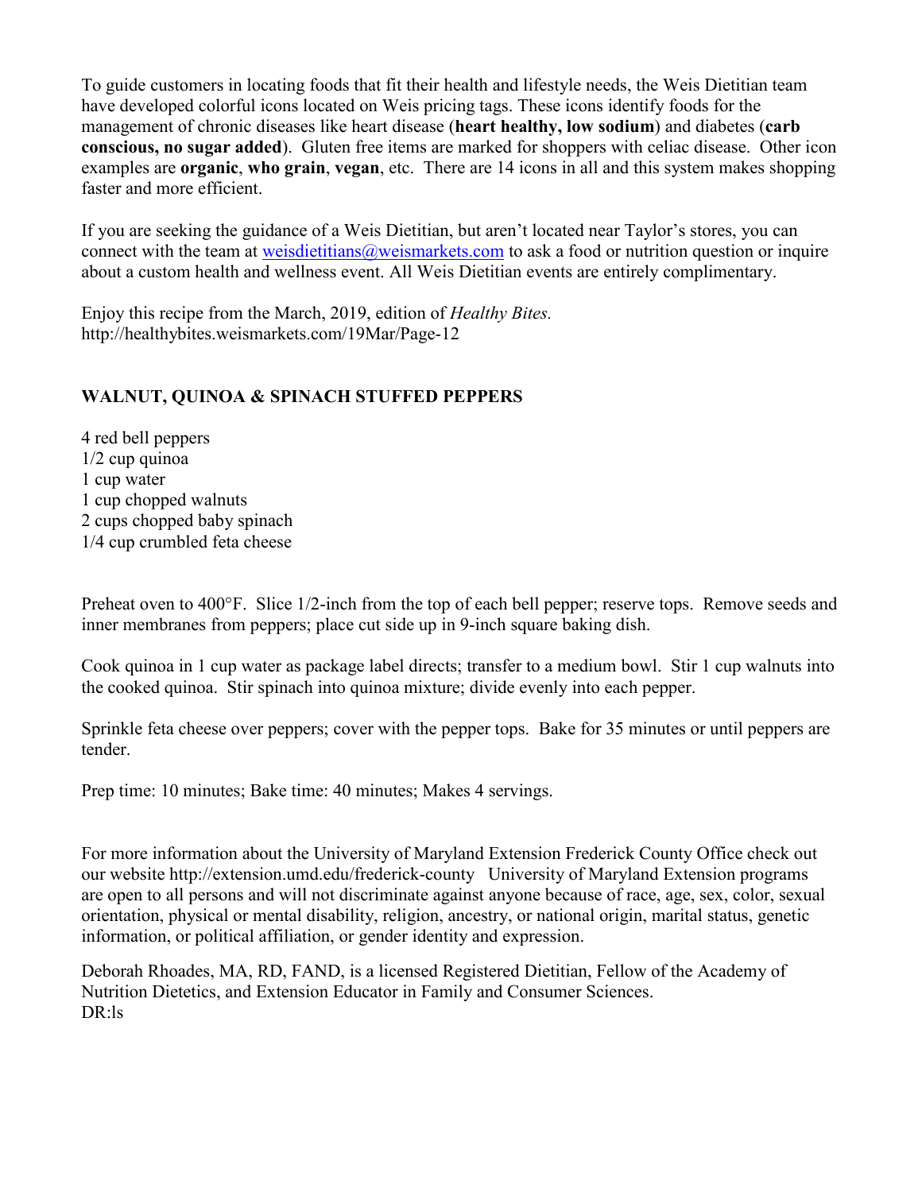To guide customers in locating foods that fit their health and lifestyle needs, the Weis Dietitian team have developed colorful icons located on Weis pricing tags. These icons identify foods for the management of chronic diseases like heart disease (**heart healthy, low sodium**) and diabetes (**carb conscious, no sugar added**). Gluten free items are marked for shoppers with celiac disease. Other icon examples are **organic**, **who grain**, **vegan**, etc. There are 14 icons in all and this system makes shopping faster and more efficient.

If you are seeking the guidance of a Weis Dietitian, but aren't located near Taylor's stores, you can connect with the team at weisdietitians@weismarkets.com to ask a food or nutrition question or inquire about a custom health and wellness event. All Weis Dietitian events are entirely complimentary.

Enjoy this recipe from the March, 2019, edition of *Healthy Bites.*
http://healthybites.weismarkets.com/19Mar/Page-12

**WALNUT, QUINOA & SPINACH STUFFED PEPPERS**

4 red bell peppers
1/2 cup quinoa
1 cup water
1 cup chopped walnuts
2 cups chopped baby spinach
1/4 cup crumbled feta cheese

Preheat oven to 400°F. Slice 1/2-inch from the top of each bell pepper; reserve tops. Remove seeds and inner membranes from peppers; place cut side up in 9-inch square baking dish.

Cook quinoa in 1 cup water as package label directs; transfer to a medium bowl. Stir 1 cup walnuts into the cooked quinoa. Stir spinach into quinoa mixture; divide evenly into each pepper.

Sprinkle feta cheese over peppers; cover with the pepper tops. Bake for 35 minutes or until peppers are tender.

Prep time: 10 minutes; Bake time: 40 minutes; Makes 4 servings.

For more information about the University of Maryland Extension Frederick County Office check out our website http://extension.umd.edu/frederick-county University of Maryland Extension programs are open to all persons and will not discriminate against anyone because of race, age, sex, color, sexual orientation, physical or mental disability, religion, ancestry, or national origin, marital status, genetic information, or political affiliation, or gender identity and expression.

Deborah Rhoades, MA, RD, FAND, is a licensed Registered Dietitian, Fellow of the Academy of Nutrition Dietetics, and Extension Educator in Family and Consumer Sciences.
DR:ls